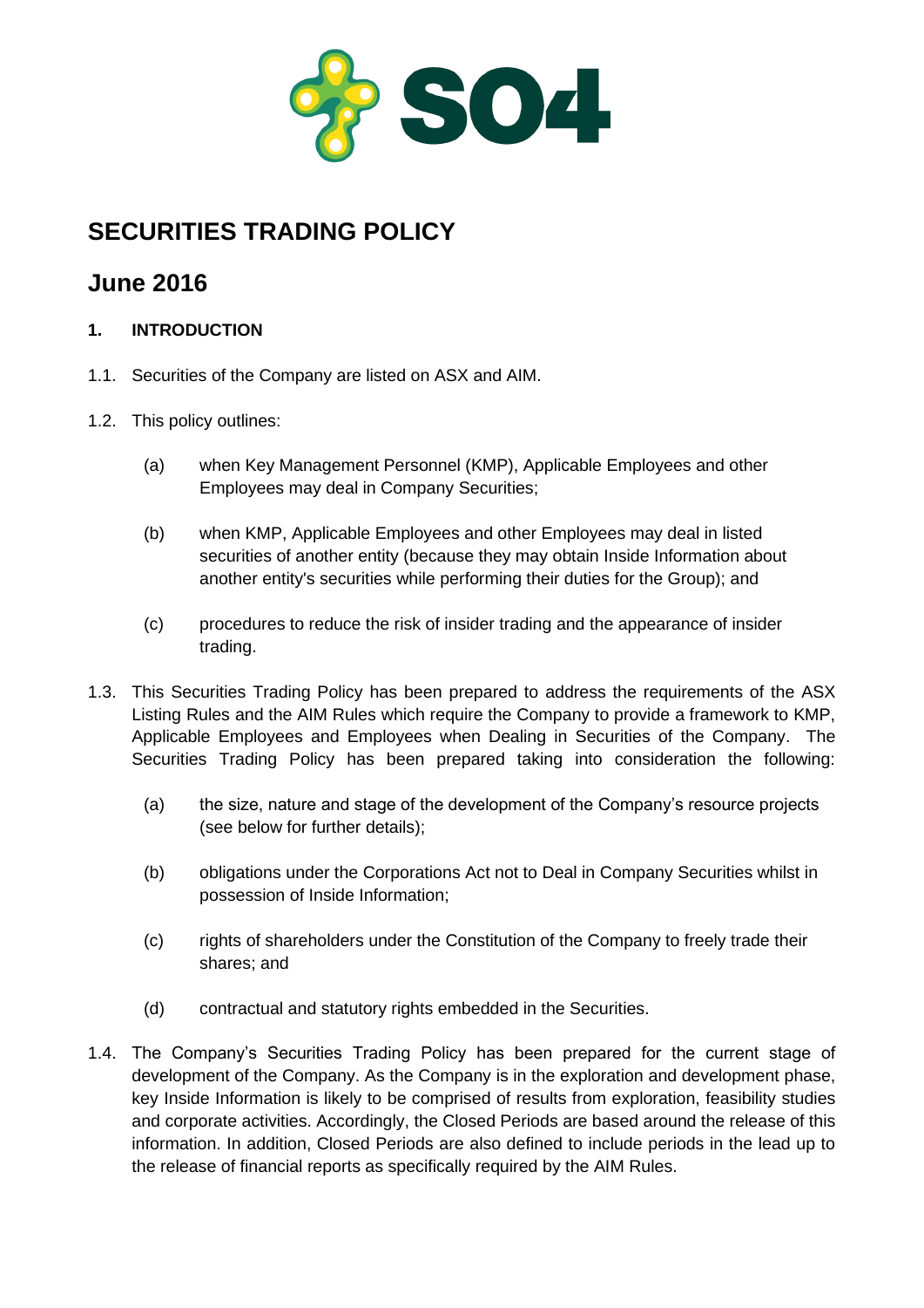# SECURITIES TRADING POLICY

## June 2016

### 1. INTRODUCTION

1.1. Securities of the Company are listed on ASX and AIM.

1.2. This policy outlines:

(a) when Key Management Personnel (KMP), Applicable Employees and other Employees may deal in Company Securities;

(b) when KMP, Applicable Employees and other Employees may deal in listed securities of another entity (because they may obtain Inside Information about another entity's securities while performing their duties for the Group); and

(c) procedures to reduce the risk of insider trading and the appearance of insider trading.

1.3. This Securities Trading Policy has been prepared to address the requirements of the ASX Listing Rules and the AIM Rules which require the Company to provide a framework to KMP, Applicable Employees and Employees when Dealing in Securities of the Company. The Securities Trading Policy has been prepared taking into consideration the following:

(a) the size, nature and stage of the development of the Company's resource projects (see below for further details);

(b) obligations under the Corporations Act not to Deal in Company Securities whilst in possession of Inside Information;

(c) rights of shareholders under the Constitution of the Company to freely trade their shares; and

(d) contractual and statutory rights embedded in the Securities.

1.4. The Company's Securities Trading Policy has been prepared for the current stage of development of the Company. As the Company is in the exploration and development phase, key Inside Information is likely to be comprised of results from exploration, feasibility studies and corporate activities. Accordingly, the Closed Periods are based around the release of this information. In addition, Closed Periods are also defined to include periods in the lead up to the release of financial reports as specifically required by the AIM Rules.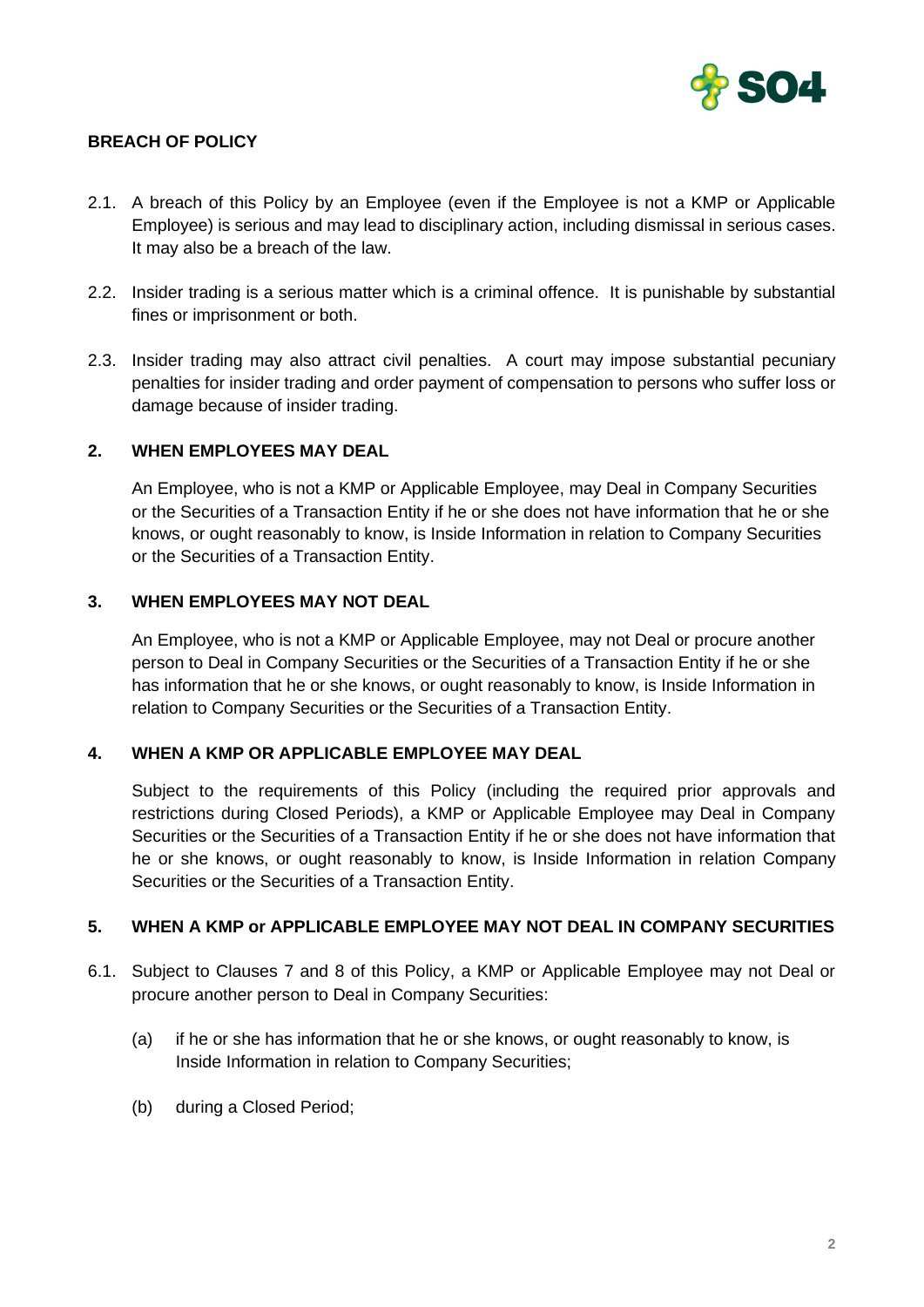**BREACH OF POLICY**

2.1. A breach of this Policy by an Employee (even if the Employee is not a KMP or Applicable Employee) is serious and may lead to disciplinary action, including dismissal in serious cases. It may also be a breach of the law.

2.2. Insider trading is a serious matter which is a criminal offence. It is punishable by substantial fines or imprisonment or both.

2.3. Insider trading may also attract civil penalties. A court may impose substantial pecuniary penalties for insider trading and order payment of compensation to persons who suffer loss or damage because of insider trading.

## 2. WHEN EMPLOYEES MAY DEAL

An Employee, who is not a KMP or Applicable Employee, may Deal in Company Securities or the Securities of a Transaction Entity if he or she does not have information that he or she knows, or ought reasonably to know, is Inside Information in relation to Company Securities or the Securities of a Transaction Entity.

## 3. WHEN EMPLOYEES MAY NOT DEAL

An Employee, who is not a KMP or Applicable Employee, may not Deal or procure another person to Deal in Company Securities or the Securities of a Transaction Entity if he or she has information that he or she knows, or ought reasonably to know, is Inside Information in relation to Company Securities or the Securities of a Transaction Entity.

## 4. WHEN A KMP OR APPLICABLE EMPLOYEE MAY DEAL

Subject to the requirements of this Policy (including the required prior approvals and restrictions during Closed Periods), a KMP or Applicable Employee may Deal in Company Securities or the Securities of a Transaction Entity if he or she does not have information that he or she knows, or ought reasonably to know, is Inside Information in relation Company Securities or the Securities of a Transaction Entity.

## 5. WHEN A KMP or APPLICABLE EMPLOYEE MAY NOT DEAL IN COMPANY SECURITIES

6.1. Subject to Clauses 7 and 8 of this Policy, a KMP or Applicable Employee may not Deal or procure another person to Deal in Company Securities:

(a) if he or she has information that he or she knows, or ought reasonably to know, is Inside Information in relation to Company Securities;

(b) during a Closed Period;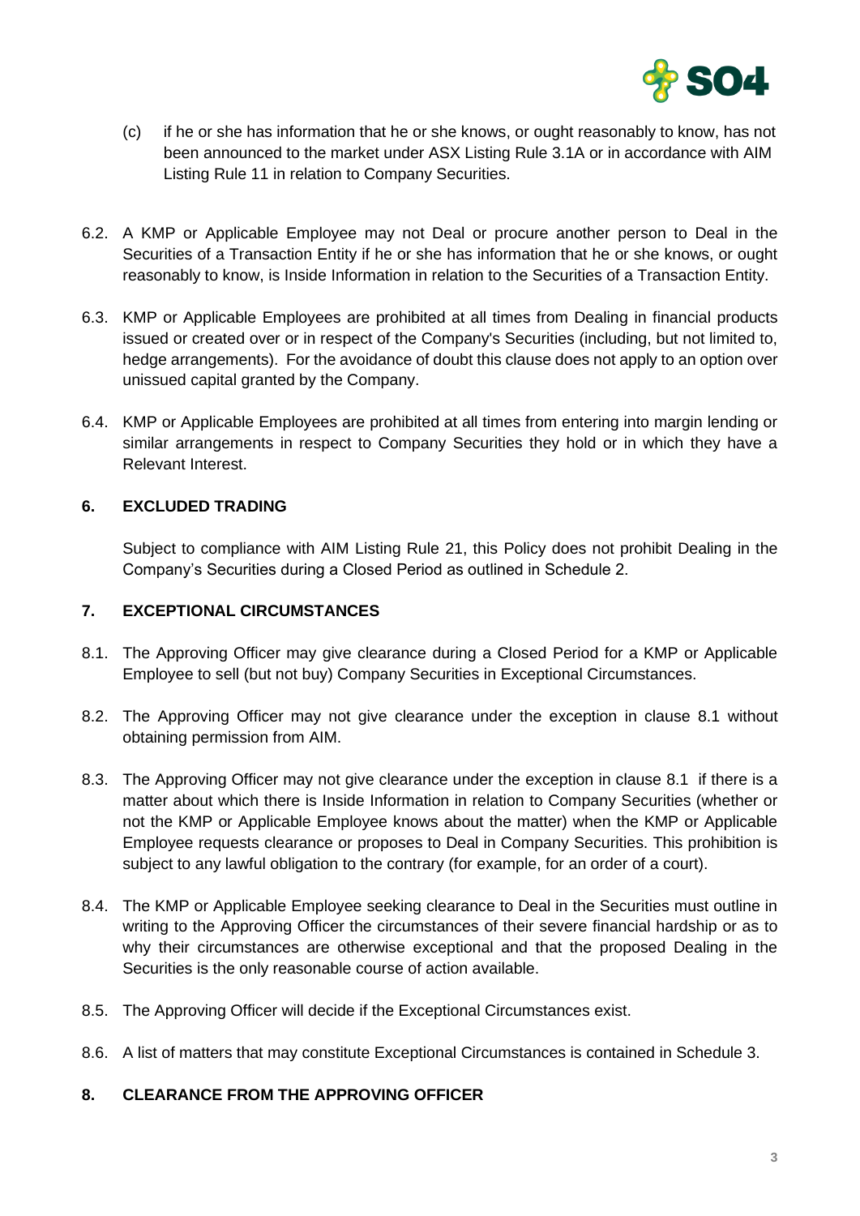(c) if he or she has information that he or she knows, or ought reasonably to know, has not been announced to the market under ASX Listing Rule 3.1A or in accordance with AIM Listing Rule 11 in relation to Company Securities.

6.2. A KMP or Applicable Employee may not Deal or procure another person to Deal in the Securities of a Transaction Entity if he or she has information that he or she knows, or ought reasonably to know, is Inside Information in relation to the Securities of a Transaction Entity.

6.3. KMP or Applicable Employees are prohibited at all times from Dealing in financial products issued or created over or in respect of the Company's Securities (including, but not limited to, hedge arrangements). For the avoidance of doubt this clause does not apply to an option over unissued capital granted by the Company.

6.4. KMP or Applicable Employees are prohibited at all times from entering into margin lending or similar arrangements in respect to Company Securities they hold or in which they have a Relevant Interest.

## 6. EXCLUDED TRADING

Subject to compliance with AIM Listing Rule 21, this Policy does not prohibit Dealing in the Company's Securities during a Closed Period as outlined in Schedule 2.

## 7. EXCEPTIONAL CIRCUMSTANCES

8.1. The Approving Officer may give clearance during a Closed Period for a KMP or Applicable Employee to sell (but not buy) Company Securities in Exceptional Circumstances.

8.2. The Approving Officer may not give clearance under the exception in clause 8.1 without obtaining permission from AIM.

8.3. The Approving Officer may not give clearance under the exception in clause 8.1 if there is a matter about which there is Inside Information in relation to Company Securities (whether or not the KMP or Applicable Employee knows about the matter) when the KMP or Applicable Employee requests clearance or proposes to Deal in Company Securities. This prohibition is subject to any lawful obligation to the contrary (for example, for an order of a court).

8.4. The KMP or Applicable Employee seeking clearance to Deal in the Securities must outline in writing to the Approving Officer the circumstances of their severe financial hardship or as to why their circumstances are otherwise exceptional and that the proposed Dealing in the Securities is the only reasonable course of action available.

8.5. The Approving Officer will decide if the Exceptional Circumstances exist.

8.6. A list of matters that may constitute Exceptional Circumstances is contained in Schedule 3.

## 8. CLEARANCE FROM THE APPROVING OFFICER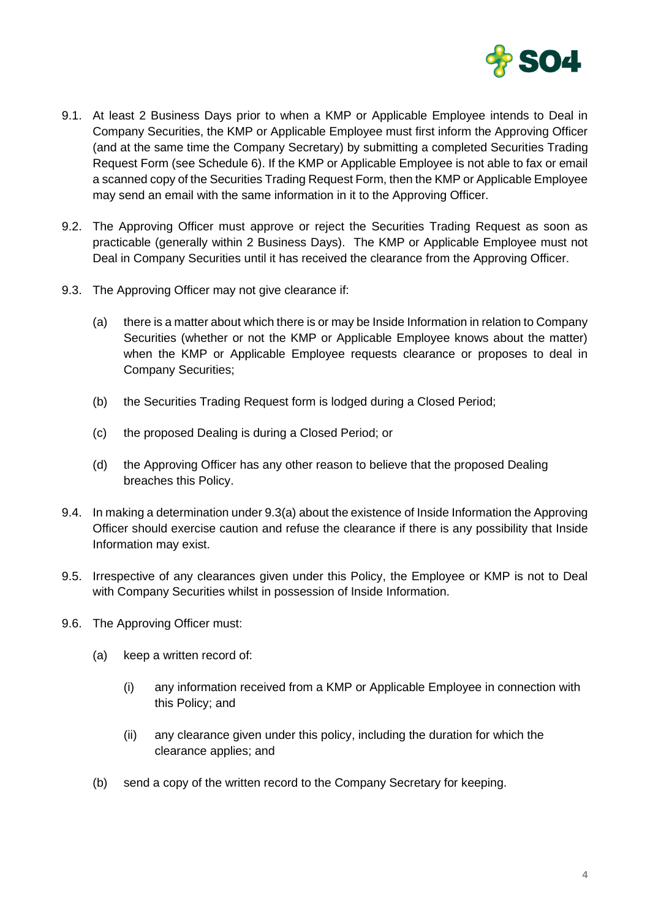9.1. At least 2 Business Days prior to when a KMP or Applicable Employee intends to Deal in Company Securities, the KMP or Applicable Employee must first inform the Approving Officer (and at the same time the Company Secretary) by submitting a completed Securities Trading Request Form (see Schedule 6). If the KMP or Applicable Employee is not able to fax or email a scanned copy of the Securities Trading Request Form, then the KMP or Applicable Employee may send an email with the same information in it to the Approving Officer.

9.2. The Approving Officer must approve or reject the Securities Trading Request as soon as practicable (generally within 2 Business Days). The KMP or Applicable Employee must not Deal in Company Securities until it has received the clearance from the Approving Officer.

9.3. The Approving Officer may not give clearance if:

(a) there is a matter about which there is or may be Inside Information in relation to Company Securities (whether or not the KMP or Applicable Employee knows about the matter) when the KMP or Applicable Employee requests clearance or proposes to deal in Company Securities;

(b) the Securities Trading Request form is lodged during a Closed Period;

(c) the proposed Dealing is during a Closed Period; or

(d) the Approving Officer has any other reason to believe that the proposed Dealing breaches this Policy.

9.4. In making a determination under 9.3(a) about the existence of Inside Information the Approving Officer should exercise caution and refuse the clearance if there is any possibility that Inside Information may exist.

9.5. Irrespective of any clearances given under this Policy, the Employee or KMP is not to Deal with Company Securities whilst in possession of Inside Information.

9.6. The Approving Officer must:

(a) keep a written record of:

(i) any information received from a KMP or Applicable Employee in connection with this Policy; and

(ii) any clearance given under this policy, including the duration for which the clearance applies; and

(b) send a copy of the written record to the Company Secretary for keeping.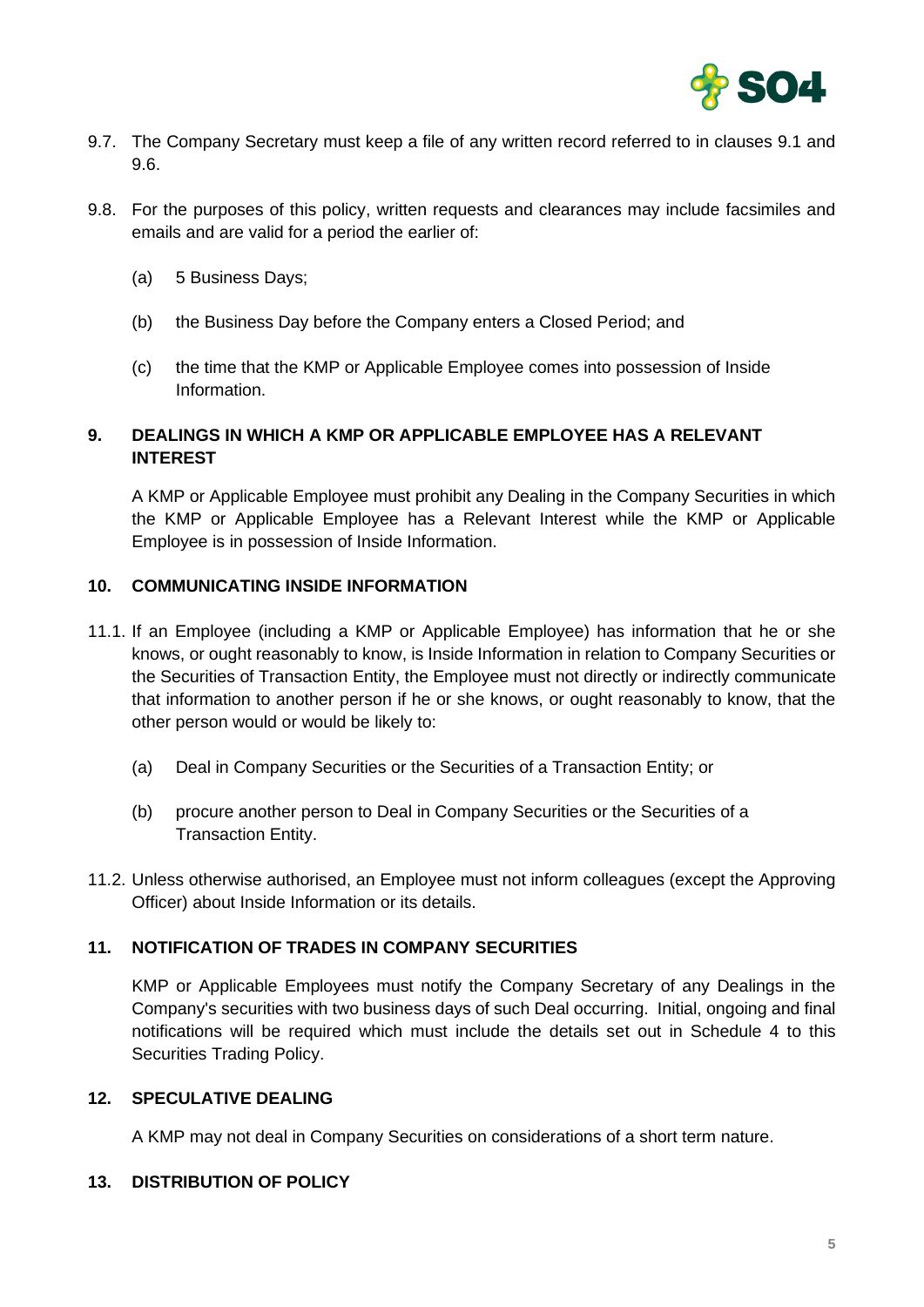9.7. The Company Secretary must keep a file of any written record referred to in clauses 9.1 and 9.6.

9.8. For the purposes of this policy, written requests and clearances may include facsimiles and emails and are valid for a period the earlier of:

(a) 5 Business Days;

(b) the Business Day before the Company enters a Closed Period; and

(c) the time that the KMP or Applicable Employee comes into possession of Inside Information.

## 9. DEALINGS IN WHICH A KMP OR APPLICABLE EMPLOYEE HAS A RELEVANT INTEREST

A KMP or Applicable Employee must prohibit any Dealing in the Company Securities in which the KMP or Applicable Employee has a Relevant Interest while the KMP or Applicable Employee is in possession of Inside Information.

## 10. COMMUNICATING INSIDE INFORMATION

11.1. If an Employee (including a KMP or Applicable Employee) has information that he or she knows, or ought reasonably to know, is Inside Information in relation to Company Securities or the Securities of Transaction Entity, the Employee must not directly or indirectly communicate that information to another person if he or she knows, or ought reasonably to know, that the other person would or would be likely to:

(a) Deal in Company Securities or the Securities of a Transaction Entity; or

(b) procure another person to Deal in Company Securities or the Securities of a Transaction Entity.

11.2. Unless otherwise authorised, an Employee must not inform colleagues (except the Approving Officer) about Inside Information or its details.

## 11. NOTIFICATION OF TRADES IN COMPANY SECURITIES

KMP or Applicable Employees must notify the Company Secretary of any Dealings in the Company's securities with two business days of such Deal occurring. Initial, ongoing and final notifications will be required which must include the details set out in Schedule 4 to this Securities Trading Policy.

## 12. SPECULATIVE DEALING

A KMP may not deal in Company Securities on considerations of a short term nature.

## 13. DISTRIBUTION OF POLICY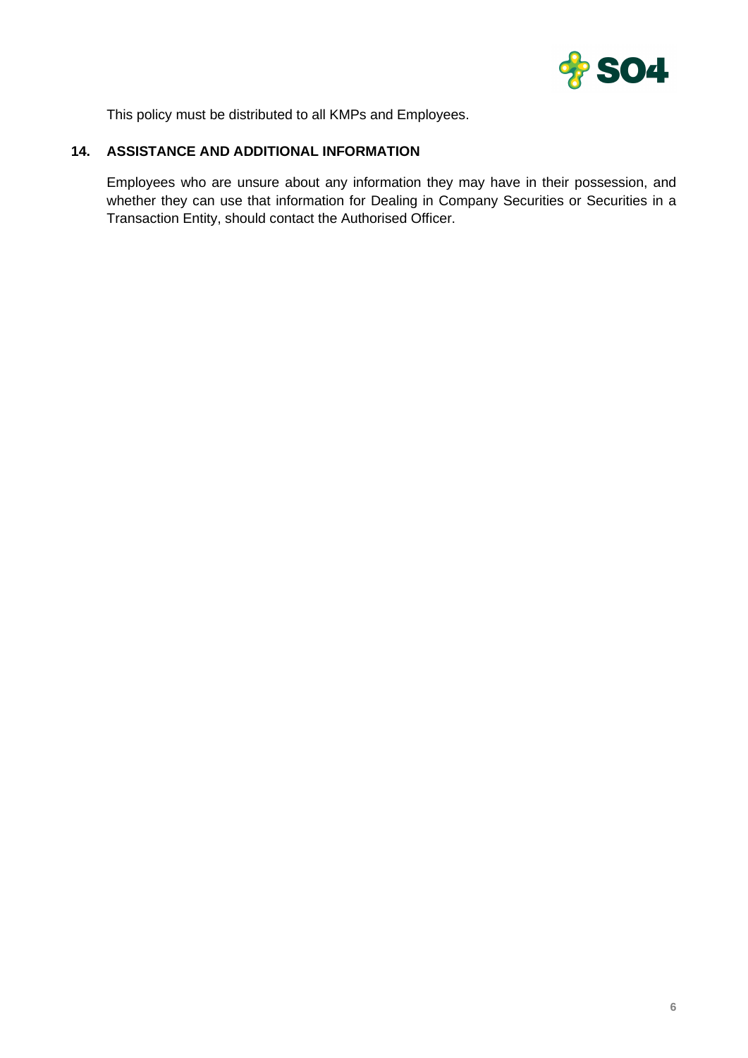This policy must be distributed to all KMPs and Employees.

## 14. ASSISTANCE AND ADDITIONAL INFORMATION

Employees who are unsure about any information they may have in their possession, and whether they can use that information for Dealing in Company Securities or Securities in a Transaction Entity, should contact the Authorised Officer.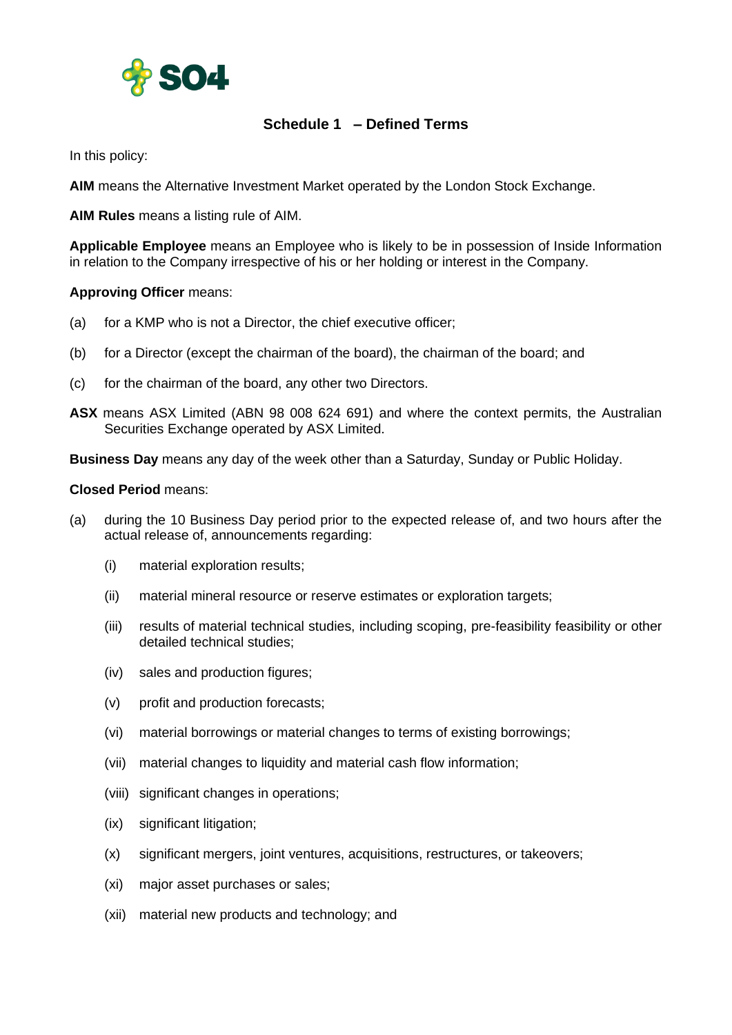## Schedule 1 – Defined Terms

In this policy:

**AIM** means the Alternative Investment Market operated by the London Stock Exchange.

**AIM Rules** means a listing rule of AIM.

**Applicable Employee** means an Employee who is likely to be in possession of Inside Information in relation to the Company irrespective of his or her holding or interest in the Company.

**Approving Officer** means:

(a) for a KMP who is not a Director, the chief executive officer;

(b) for a Director (except the chairman of the board), the chairman of the board; and

(c) for the chairman of the board, any other two Directors.

**ASX** means ASX Limited (ABN 98 008 624 691) and where the context permits, the Australian Securities Exchange operated by ASX Limited.

**Business Day** means any day of the week other than a Saturday, Sunday or Public Holiday.

**Closed Period** means:

(a) during the 10 Business Day period prior to the expected release of, and two hours after the actual release of, announcements regarding:

   (i) material exploration results;

   (ii) material mineral resource or reserve estimates or exploration targets;

   (iii) results of material technical studies, including scoping, pre-feasibility feasibility or other detailed technical studies;

   (iv) sales and production figures;

   (v) profit and production forecasts;

   (vi) material borrowings or material changes to terms of existing borrowings;

   (vii) material changes to liquidity and material cash flow information;

   (viii) significant changes in operations;

   (ix) significant litigation;

   (x) significant mergers, joint ventures, acquisitions, restructures, or takeovers;

   (xi) major asset purchases or sales;

   (xii) material new products and technology; and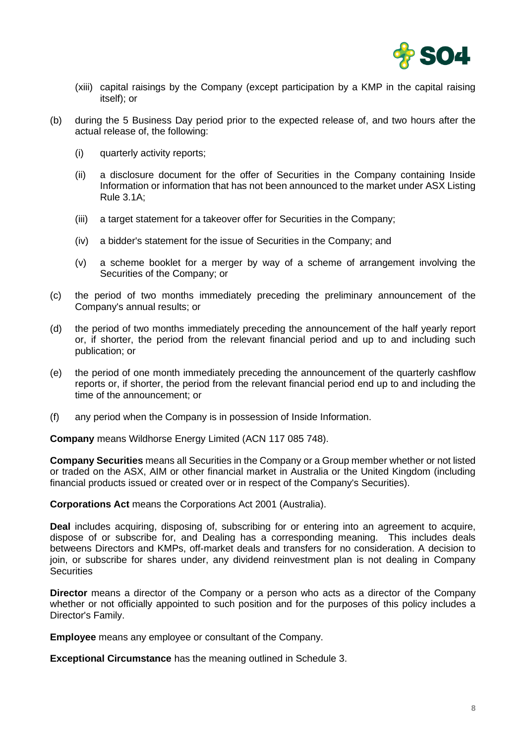(xiii) capital raisings by the Company (except participation by a KMP in the capital raising itself); or

(b) during the 5 Business Day period prior to the expected release of, and two hours after the actual release of, the following:

(i) quarterly activity reports;

(ii) a disclosure document for the offer of Securities in the Company containing Inside Information or information that has not been announced to the market under ASX Listing Rule 3.1A;

(iii) a target statement for a takeover offer for Securities in the Company;

(iv) a bidder's statement for the issue of Securities in the Company; and

(v) a scheme booklet for a merger by way of a scheme of arrangement involving the Securities of the Company; or

(c) the period of two months immediately preceding the preliminary announcement of the Company's annual results; or

(d) the period of two months immediately preceding the announcement of the half yearly report or, if shorter, the period from the relevant financial period and up to and including such publication; or

(e) the period of one month immediately preceding the announcement of the quarterly cashflow reports or, if shorter, the period from the relevant financial period end up to and including the time of the announcement; or

(f) any period when the Company is in possession of Inside Information.

**Company** means Wildhorse Energy Limited (ACN 117 085 748).

**Company Securities** means all Securities in the Company or a Group member whether or not listed or traded on the ASX, AIM or other financial market in Australia or the United Kingdom (including financial products issued or created over or in respect of the Company's Securities).

**Corporations Act** means the Corporations Act 2001 (Australia).

**Deal** includes acquiring, disposing of, subscribing for or entering into an agreement to acquire, dispose of or subscribe for, and Dealing has a corresponding meaning. This includes deals betweens Directors and KMPs, off-market deals and transfers for no consideration. A decision to join, or subscribe for shares under, any dividend reinvestment plan is not dealing in Company Securities

**Director** means a director of the Company or a person who acts as a director of the Company whether or not officially appointed to such position and for the purposes of this policy includes a Director's Family.

**Employee** means any employee or consultant of the Company.

**Exceptional Circumstance** has the meaning outlined in Schedule 3.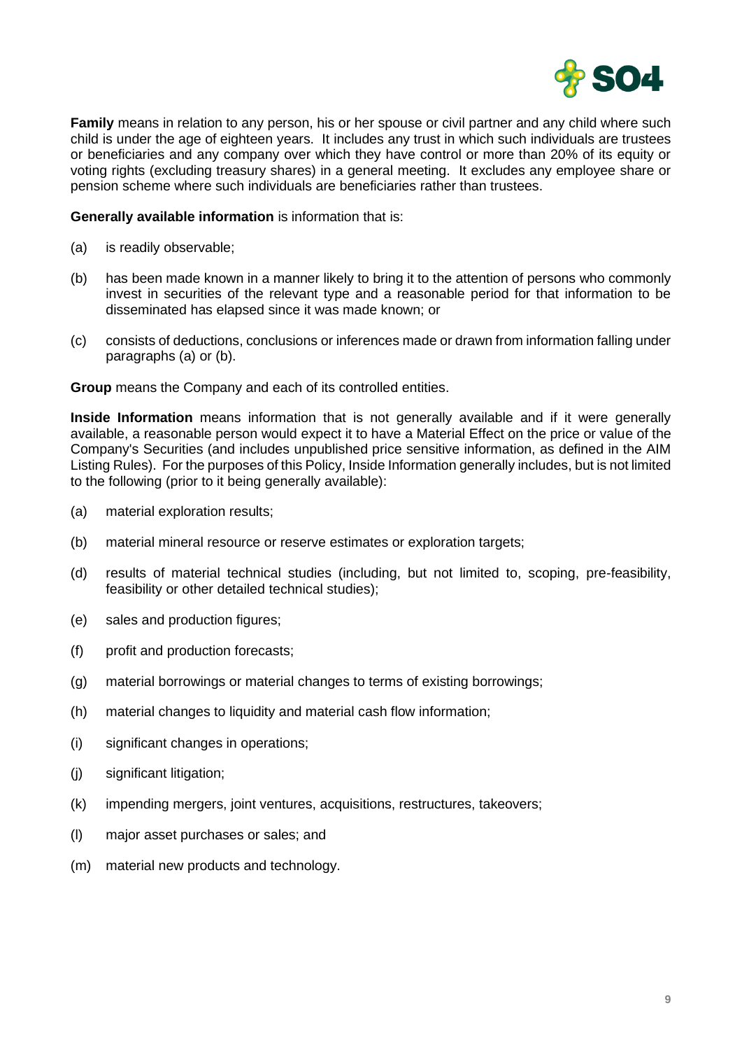**Family** means in relation to any person, his or her spouse or civil partner and any child where such child is under the age of eighteen years. It includes any trust in which such individuals are trustees or beneficiaries and any company over which they have control or more than 20% of its equity or voting rights (excluding treasury shares) in a general meeting. It excludes any employee share or pension scheme where such individuals are beneficiaries rather than trustees.

**Generally available information** is information that is:

(a) is readily observable;

(b) has been made known in a manner likely to bring it to the attention of persons who commonly invest in securities of the relevant type and a reasonable period for that information to be disseminated has elapsed since it was made known; or

(c) consists of deductions, conclusions or inferences made or drawn from information falling under paragraphs (a) or (b).

**Group** means the Company and each of its controlled entities.

**Inside Information** means information that is not generally available and if it were generally available, a reasonable person would expect it to have a Material Effect on the price or value of the Company's Securities (and includes unpublished price sensitive information, as defined in the AIM Listing Rules). For the purposes of this Policy, Inside Information generally includes, but is not limited to the following (prior to it being generally available):

(a) material exploration results;

(b) material mineral resource or reserve estimates or exploration targets;

(d) results of material technical studies (including, but not limited to, scoping, pre-feasibility, feasibility or other detailed technical studies);

(e) sales and production figures;

(f) profit and production forecasts;

(g) material borrowings or material changes to terms of existing borrowings;

(h) material changes to liquidity and material cash flow information;

(i) significant changes in operations;

(j) significant litigation;

(k) impending mergers, joint ventures, acquisitions, restructures, takeovers;

(l) major asset purchases or sales; and

(m) material new products and technology.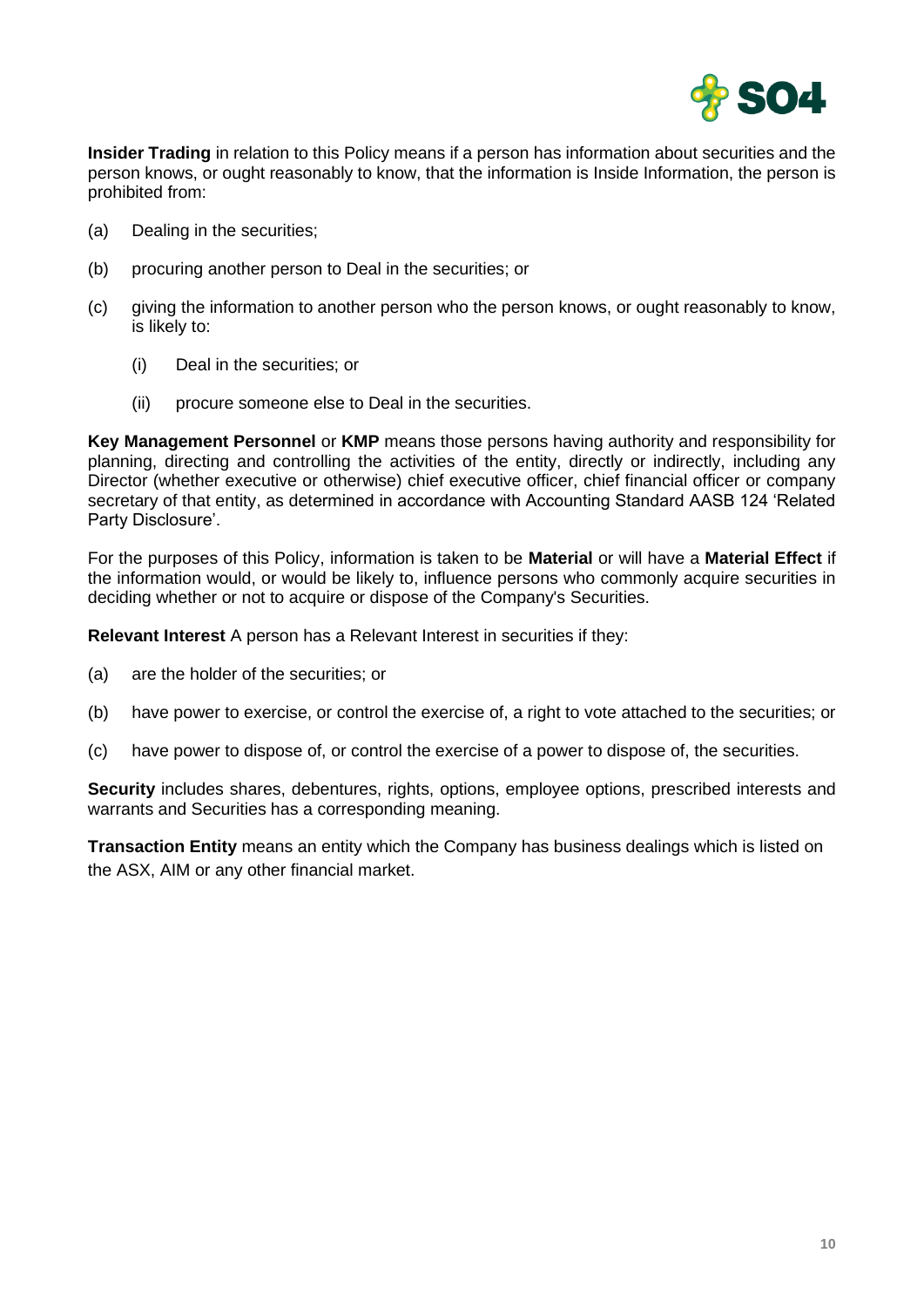**Insider Trading** in relation to this Policy means if a person has information about securities and the person knows, or ought reasonably to know, that the information is Inside Information, the person is prohibited from:

(a) Dealing in the securities;

(b) procuring another person to Deal in the securities; or

(c) giving the information to another person who the person knows, or ought reasonably to know, is likely to:

  (i) Deal in the securities; or

  (ii) procure someone else to Deal in the securities.

**Key Management Personnel** or **KMP** means those persons having authority and responsibility for planning, directing and controlling the activities of the entity, directly or indirectly, including any Director (whether executive or otherwise) chief executive officer, chief financial officer or company secretary of that entity, as determined in accordance with Accounting Standard AASB 124 'Related Party Disclosure'.

For the purposes of this Policy, information is taken to be **Material** or will have a **Material Effect** if the information would, or would be likely to, influence persons who commonly acquire securities in deciding whether or not to acquire or dispose of the Company's Securities.

**Relevant Interest** A person has a Relevant Interest in securities if they:

(a) are the holder of the securities; or

(b) have power to exercise, or control the exercise of, a right to vote attached to the securities; or

(c) have power to dispose of, or control the exercise of a power to dispose of, the securities.

**Security** includes shares, debentures, rights, options, employee options, prescribed interests and warrants and Securities has a corresponding meaning.

**Transaction Entity** means an entity which the Company has business dealings which is listed on the ASX, AIM or any other financial market.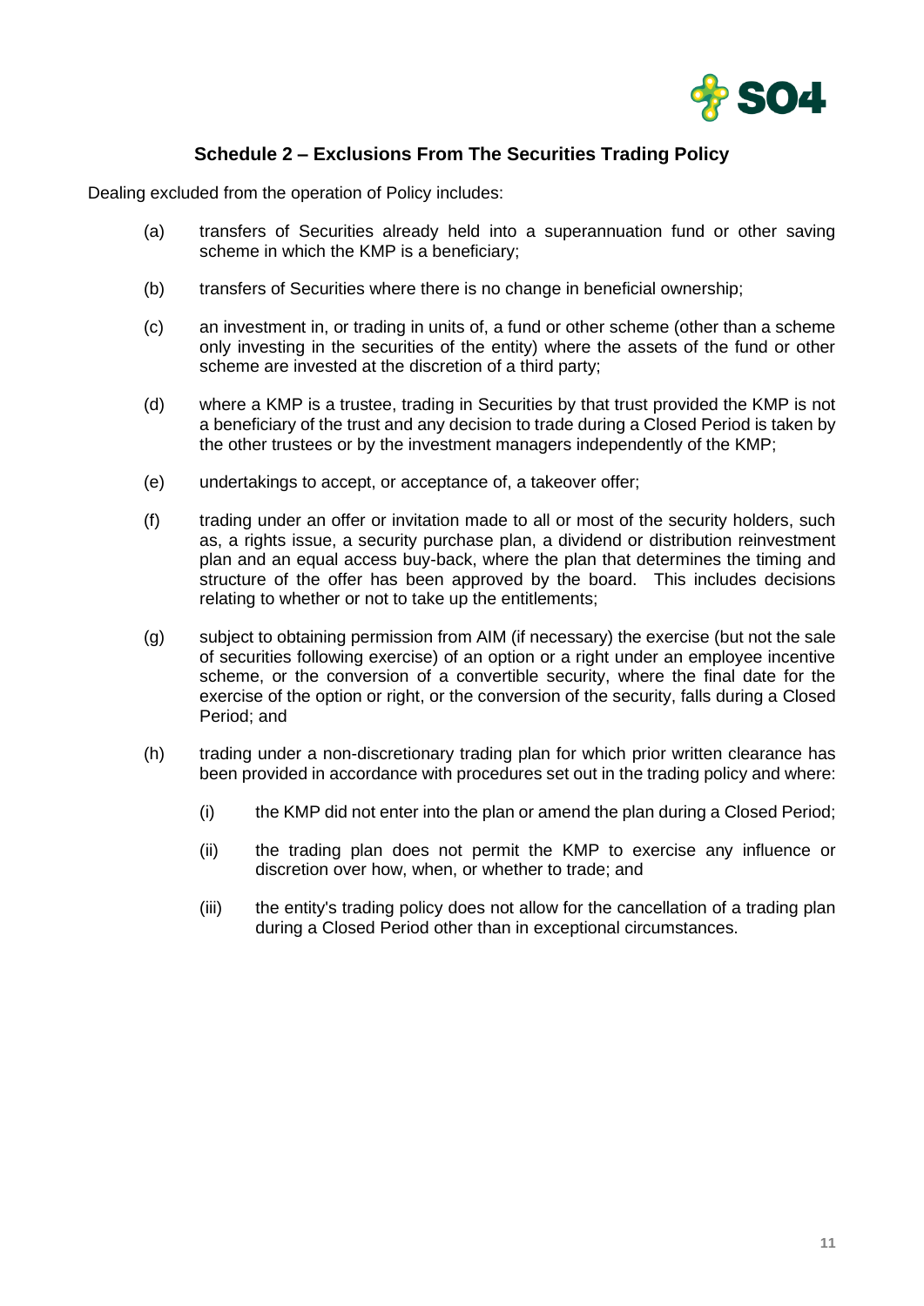## Schedule 2 – Exclusions From The Securities Trading Policy

Dealing excluded from the operation of Policy includes:

(a) transfers of Securities already held into a superannuation fund or other saving scheme in which the KMP is a beneficiary;

(b) transfers of Securities where there is no change in beneficial ownership;

(c) an investment in, or trading in units of, a fund or other scheme (other than a scheme only investing in the securities of the entity) where the assets of the fund or other scheme are invested at the discretion of a third party;

(d) where a KMP is a trustee, trading in Securities by that trust provided the KMP is not a beneficiary of the trust and any decision to trade during a Closed Period is taken by the other trustees or by the investment managers independently of the KMP;

(e) undertakings to accept, or acceptance of, a takeover offer;

(f) trading under an offer or invitation made to all or most of the security holders, such as, a rights issue, a security purchase plan, a dividend or distribution reinvestment plan and an equal access buy-back, where the plan that determines the timing and structure of the offer has been approved by the board. This includes decisions relating to whether or not to take up the entitlements;

(g) subject to obtaining permission from AIM (if necessary) the exercise (but not the sale of securities following exercise) of an option or a right under an employee incentive scheme, or the conversion of a convertible security, where the final date for the exercise of the option or right, or the conversion of the security, falls during a Closed Period; and

(h) trading under a non-discretionary trading plan for which prior written clearance has been provided in accordance with procedures set out in the trading policy and where:

   (i) the KMP did not enter into the plan or amend the plan during a Closed Period;

   (ii) the trading plan does not permit the KMP to exercise any influence or discretion over how, when, or whether to trade; and

   (iii) the entity's trading policy does not allow for the cancellation of a trading plan during a Closed Period other than in exceptional circumstances.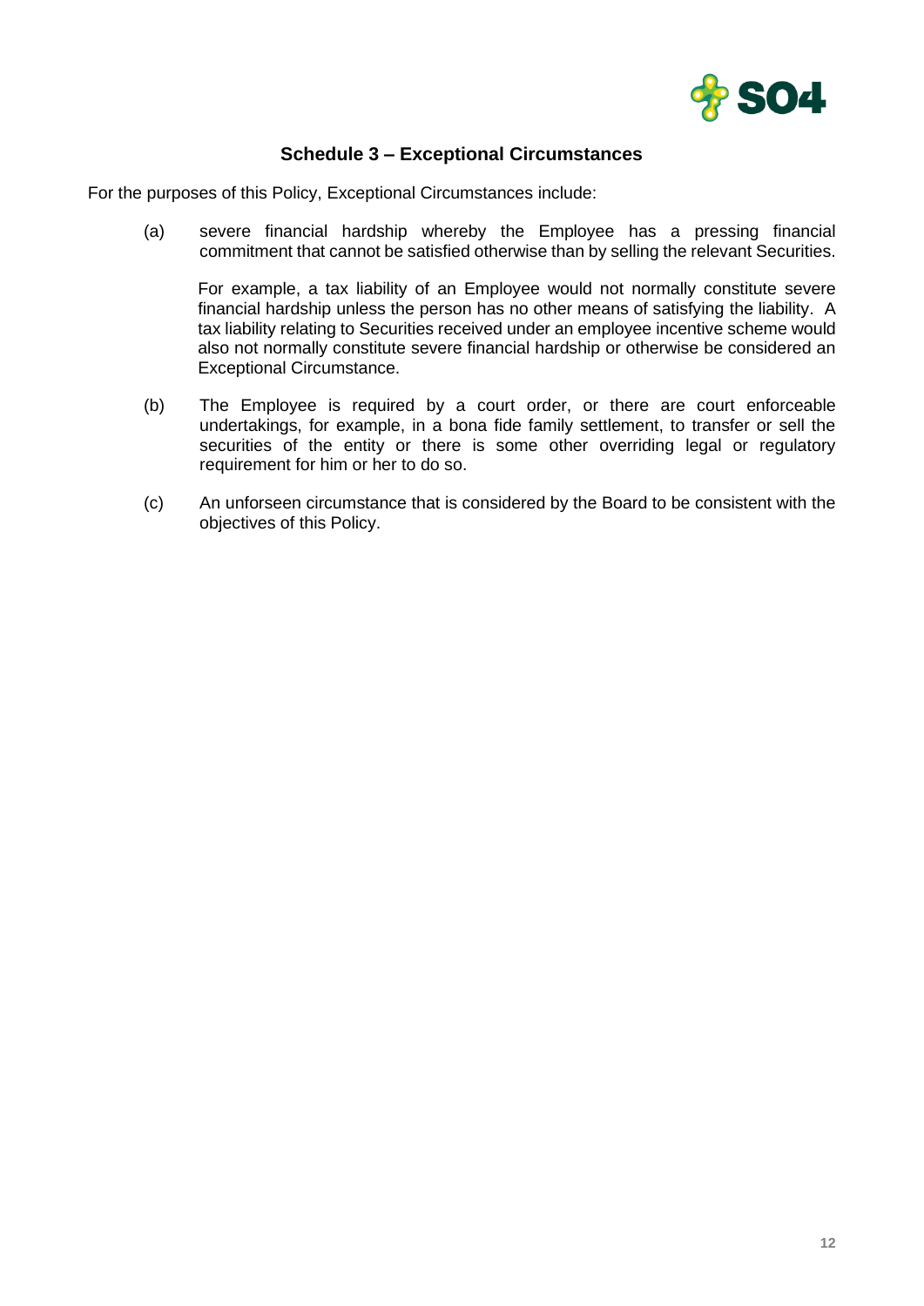## Schedule 3 – Exceptional Circumstances

For the purposes of this Policy, Exceptional Circumstances include:

(a) severe financial hardship whereby the Employee has a pressing financial commitment that cannot be satisfied otherwise than by selling the relevant Securities.

For example, a tax liability of an Employee would not normally constitute severe financial hardship unless the person has no other means of satisfying the liability. A tax liability relating to Securities received under an employee incentive scheme would also not normally constitute severe financial hardship or otherwise be considered an Exceptional Circumstance.

(b) The Employee is required by a court order, or there are court enforceable undertakings, for example, in a bona fide family settlement, to transfer or sell the securities of the entity or there is some other overriding legal or regulatory requirement for him or her to do so.

(c) An unforseen circumstance that is considered by the Board to be consistent with the objectives of this Policy.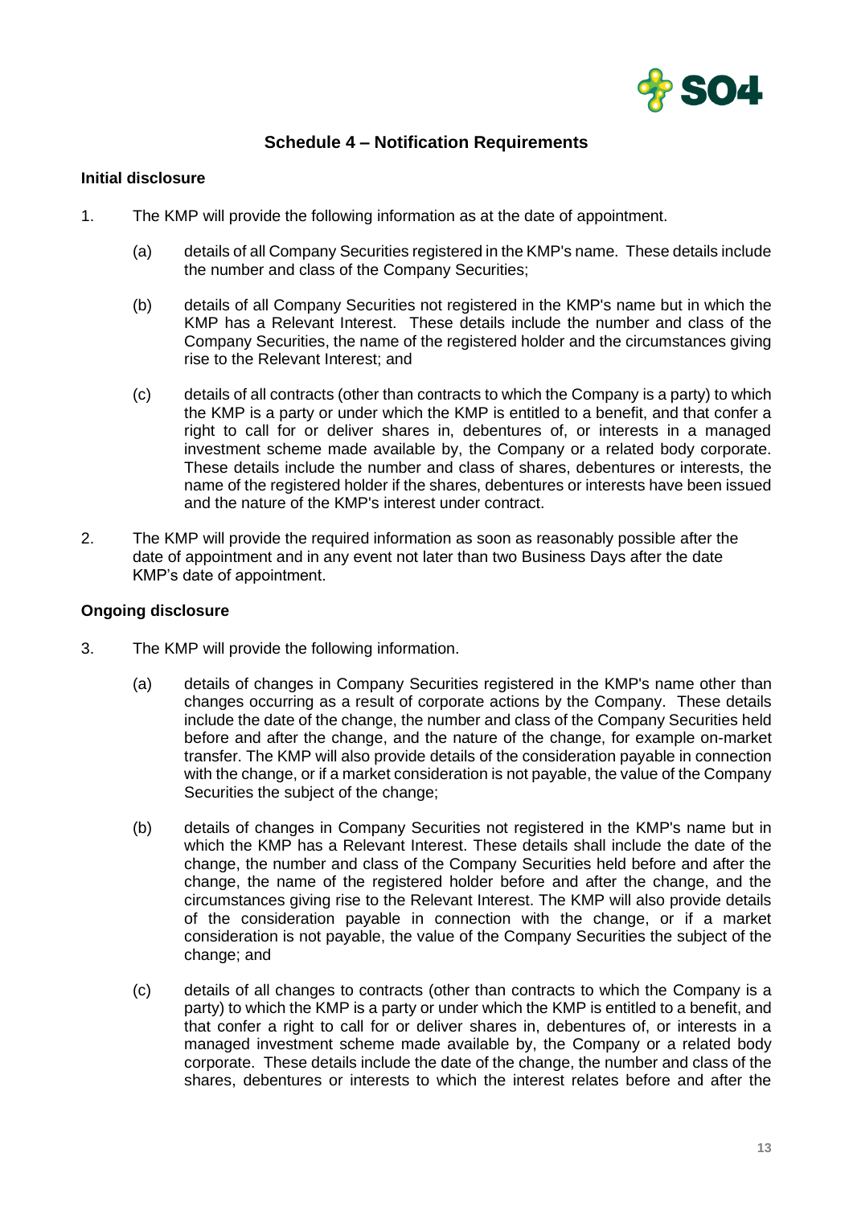## Schedule 4 – Notification Requirements

**Initial disclosure**

1. The KMP will provide the following information as at the date of appointment.

   (a) details of all Company Securities registered in the KMP's name. These details include the number and class of the Company Securities;

   (b) details of all Company Securities not registered in the KMP's name but in which the KMP has a Relevant Interest. These details include the number and class of the Company Securities, the name of the registered holder and the circumstances giving rise to the Relevant Interest; and

   (c) details of all contracts (other than contracts to which the Company is a party) to which the KMP is a party or under which the KMP is entitled to a benefit, and that confer a right to call for or deliver shares in, debentures of, or interests in a managed investment scheme made available by, the Company or a related body corporate. These details include the number and class of shares, debentures or interests, the name of the registered holder if the shares, debentures or interests have been issued and the nature of the KMP's interest under contract.

2. The KMP will provide the required information as soon as reasonably possible after the date of appointment and in any event not later than two Business Days after the date KMP's date of appointment.

**Ongoing disclosure**

3. The KMP will provide the following information.

   (a) details of changes in Company Securities registered in the KMP's name other than changes occurring as a result of corporate actions by the Company. These details include the date of the change, the number and class of the Company Securities held before and after the change, and the nature of the change, for example on-market transfer. The KMP will also provide details of the consideration payable in connection with the change, or if a market consideration is not payable, the value of the Company Securities the subject of the change;

   (b) details of changes in Company Securities not registered in the KMP's name but in which the KMP has a Relevant Interest. These details shall include the date of the change, the number and class of the Company Securities held before and after the change, the name of the registered holder before and after the change, and the circumstances giving rise to the Relevant Interest. The KMP will also provide details of the consideration payable in connection with the change, or if a market consideration is not payable, the value of the Company Securities the subject of the change; and

   (c) details of all changes to contracts (other than contracts to which the Company is a party) to which the KMP is a party or under which the KMP is entitled to a benefit, and that confer a right to call for or deliver shares in, debentures of, or interests in a managed investment scheme made available by, the Company or a related body corporate. These details include the date of the change, the number and class of the shares, debentures or interests to which the interest relates before and after the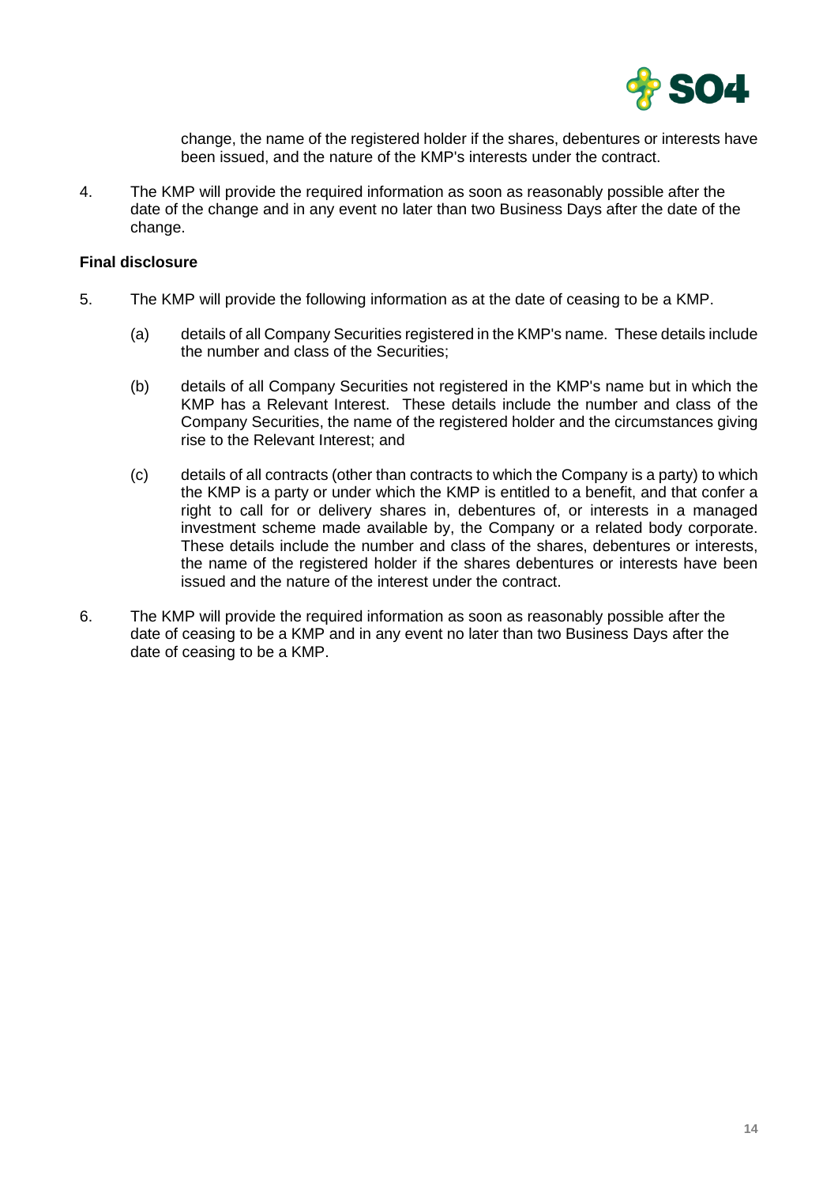change, the name of the registered holder if the shares, debentures or interests have been issued, and the nature of the KMP's interests under the contract.

4. The KMP will provide the required information as soon as reasonably possible after the date of the change and in any event no later than two Business Days after the date of the change.

**Final disclosure**

5. The KMP will provide the following information as at the date of ceasing to be a KMP.

   (a) details of all Company Securities registered in the KMP's name. These details include the number and class of the Securities;

   (b) details of all Company Securities not registered in the KMP's name but in which the KMP has a Relevant Interest. These details include the number and class of the Company Securities, the name of the registered holder and the circumstances giving rise to the Relevant Interest; and

   (c) details of all contracts (other than contracts to which the Company is a party) to which the KMP is a party or under which the KMP is entitled to a benefit, and that confer a right to call for or delivery shares in, debentures of, or interests in a managed investment scheme made available by, the Company or a related body corporate. These details include the number and class of the shares, debentures or interests, the name of the registered holder if the shares debentures or interests have been issued and the nature of the interest under the contract.

6. The KMP will provide the required information as soon as reasonably possible after the date of ceasing to be a KMP and in any event no later than two Business Days after the date of ceasing to be a KMP.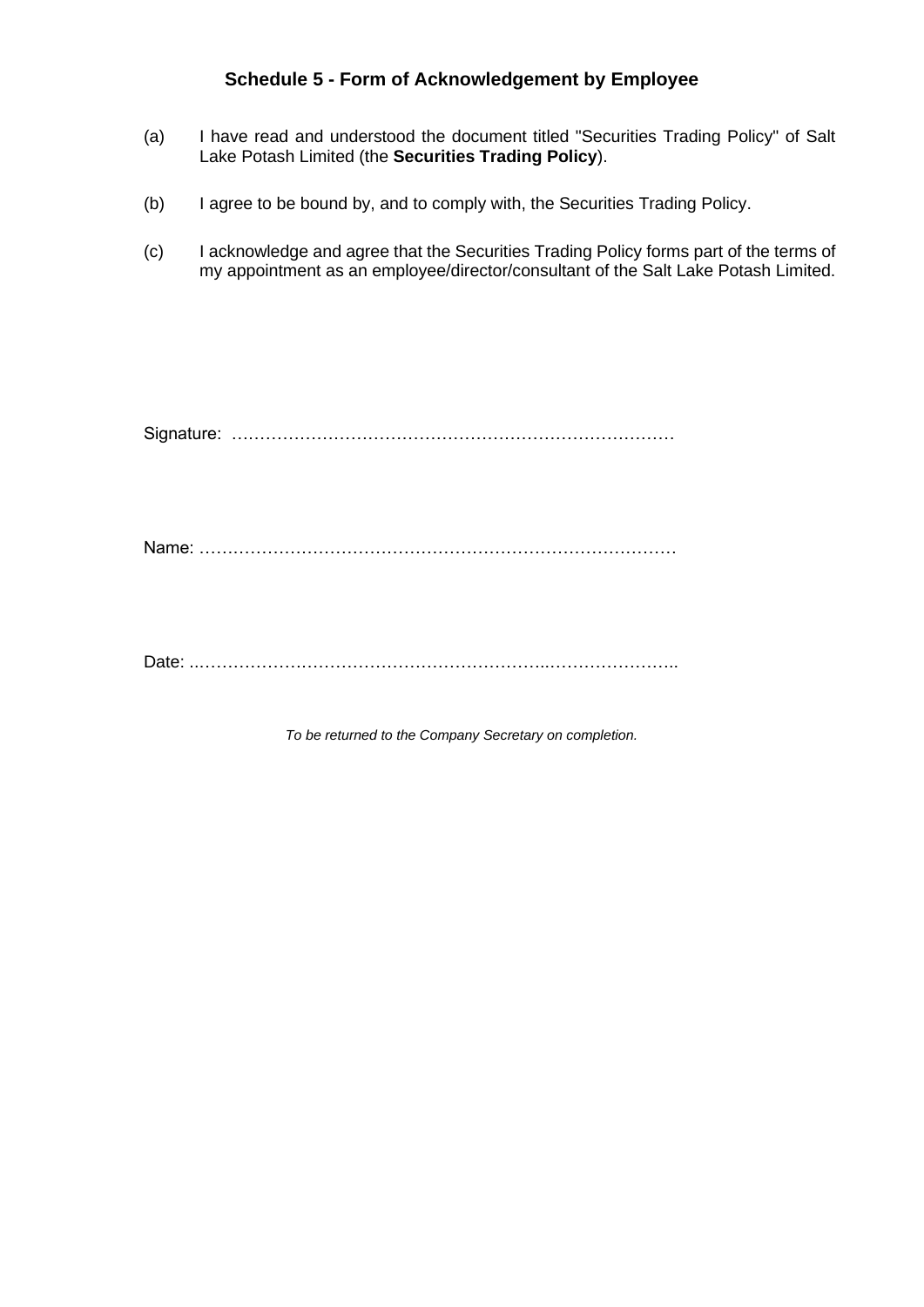## Schedule 5 - Form of Acknowledgement by Employee

(a) I have read and understood the document titled "Securities Trading Policy" of Salt Lake Potash Limited (the **Securities Trading Policy**).

(b) I agree to be bound by, and to comply with, the Securities Trading Policy.

(c) I acknowledge and agree that the Securities Trading Policy forms part of the terms of my appointment as an employee/director/consultant of the Salt Lake Potash Limited.

Signature: ……………………………………………………………………

Name: …………………………………………………………………………

Date: ..………………….…………………….……………..…………………..

*To be returned to the Company Secretary on completion.*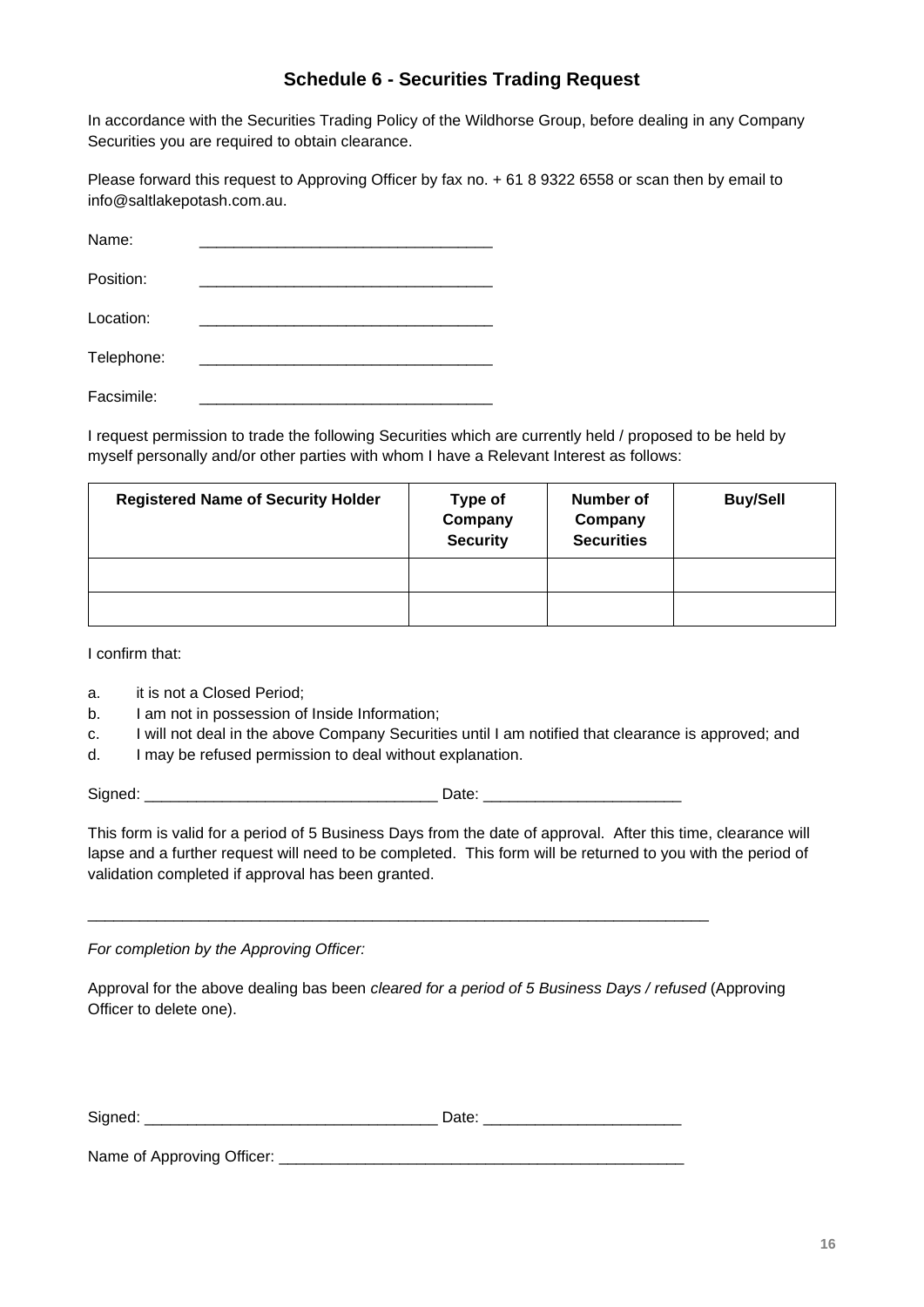## Schedule 6 - Securities Trading Request

In accordance with the Securities Trading Policy of the Wildhorse Group, before dealing in any Company Securities you are required to obtain clearance.

Please forward this request to Approving Officer by fax no. + 61 8 9322 6558 or scan then by email to info@saltlakepotash.com.au.

Name: __________________________________

Position: __________________________________

Location: __________________________________

Telephone: __________________________________

Facsimile: __________________________________

I request permission to trade the following Securities which are currently held / proposed to be held by myself personally and/or other parties with whom I have a Relevant Interest as follows:

| **Registered Name of Security Holder** | **Type of Company Security** | **Number of Company Securities** | **Buy/Sell** |
|---|---|---|---|
| | | | |
| | | | |

I confirm that:

a. it is not a Closed Period;
b. I am not in possession of Inside Information;
c. I will not deal in the above Company Securities until I am notified that clearance is approved; and
d. I may be refused permission to deal without explanation.

Signed: __________________________________ Date: _______________________

This form is valid for a period of 5 Business Days from the date of approval. After this time, clearance will lapse and a further request will need to be completed. This form will be returned to you with the period of validation completed if approval has been granted.

---

*For completion by the Approving Officer:*

Approval for the above dealing bas been *cleared for a period of 5 Business Days / refused* (Approving Officer to delete one).

Signed: __________________________________ Date: _______________________

Name of Approving Officer: _________________________________________________